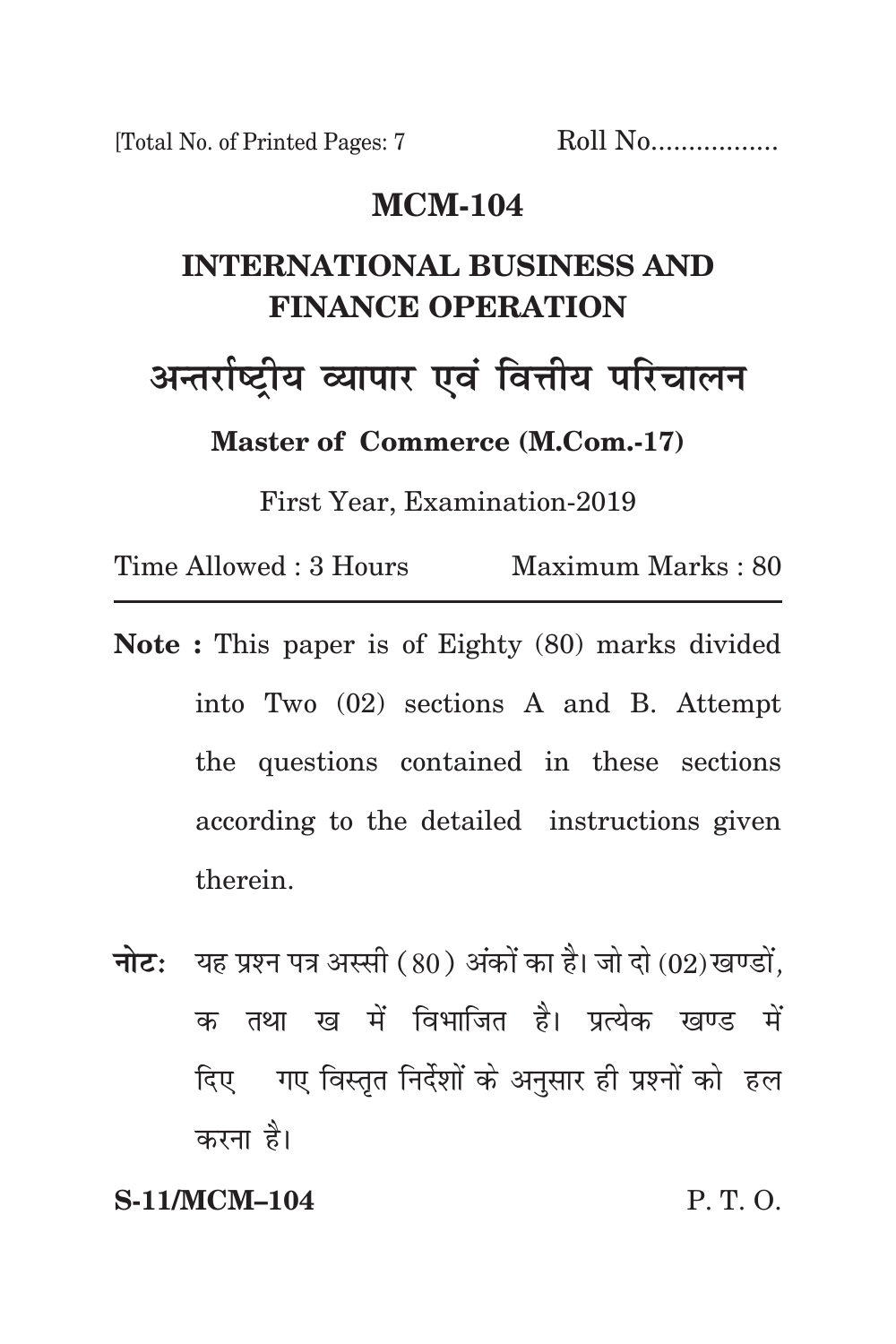[Total No. of Printed Pages: 7 Roll No.................

# MCM-104

## INTERNATIONAL BUSINESS AND FINANCE OPERATION

## अन्तर्राष्ट्रीय व्यापार एवं वित्तीय परिचालन

**Master of Commerce (M.Com.-17)**

First Year, Examination-2019

Time Allowed : 3 Hours Maximum Marks : 80

---

**Note :** This paper is of Eighty (80) marks divided into Two (02) sections A and B. Attempt the questions contained in these sections according to the detailed instructions given therein.

**नोटः** यह प्रश्न पत्र अस्सी (80) अंकों का है। जो दो (02) खण्डों, क तथा ख में विभाजित है। प्रत्येक खण्ड में दिए गए विस्तृत निर्देशों के अनुसार ही प्रश्नों को हल करना है।

**S-11/MCM–104** P. T. O.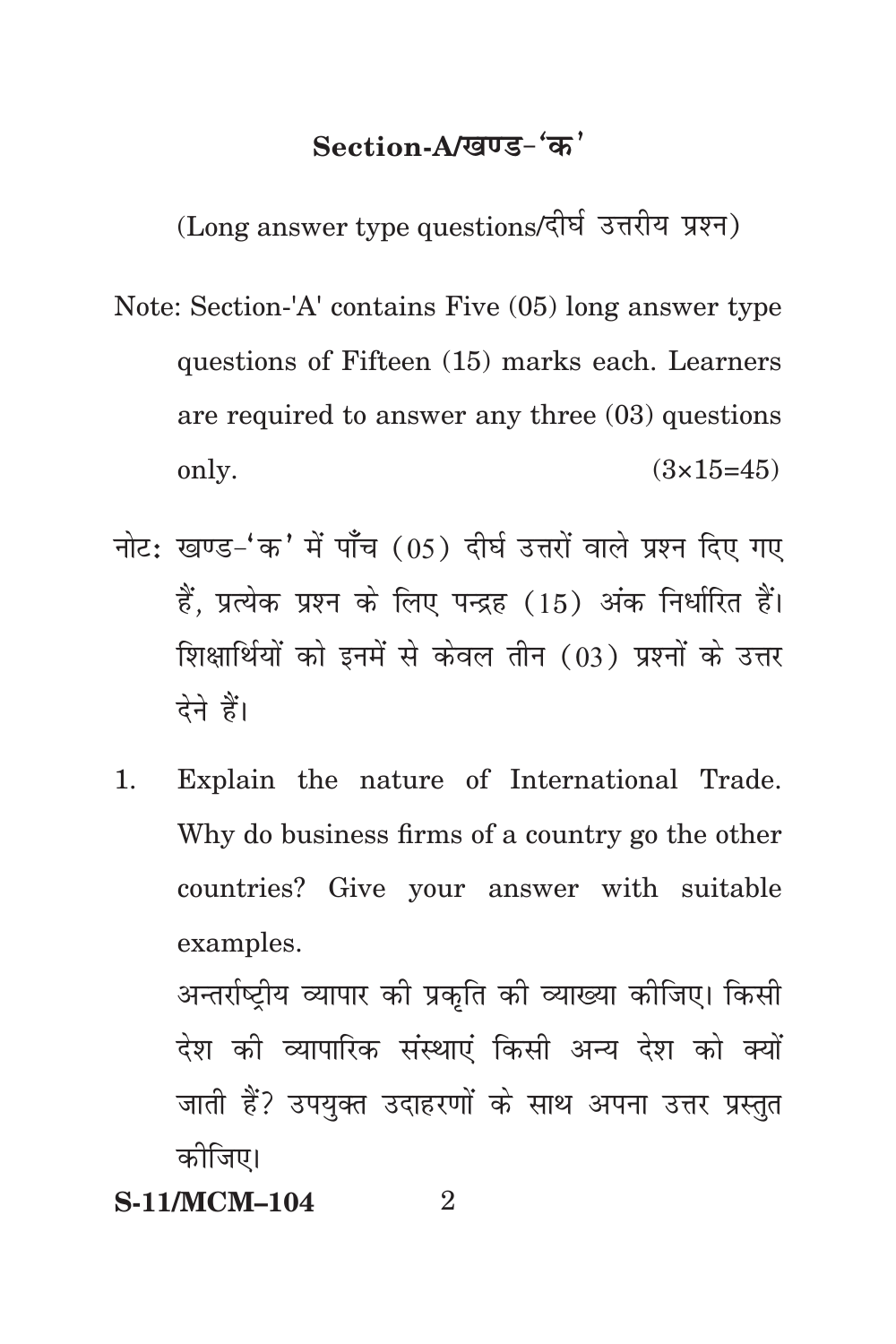## Section-A/खण्ड-'क'

(Long answer type questions/दीर्घ उत्तरीय प्रश्न)

Note: Section-'A' contains Five (05) long answer type questions of Fifteen (15) marks each. Learners are required to answer any three (03) questions only. (3×15=45)

नोटः खण्ड-'क' में पाँच (05) दीर्घ उत्तरों वाले प्रश्न दिए गए हैं, प्रत्येक प्रश्न के लिए पन्द्रह (15) अंक निर्धारित हैं। शिक्षार्थियों को इनमें से केवल तीन (03) प्रश्नों के उत्तर देने हैं।

1. Explain the nature of International Trade. Why do business firms of a country go the other countries? Give your answer with suitable examples.

   अन्तर्राष्ट्रीय व्यापार की प्रकृति की व्याख्या कीजिए। किसी देश की व्यापारिक संस्थाएं किसी अन्य देश को क्यों जाती हैं? उपयुक्त उदाहरणों के साथ अपना उत्तर प्रस्तुत कीजिए।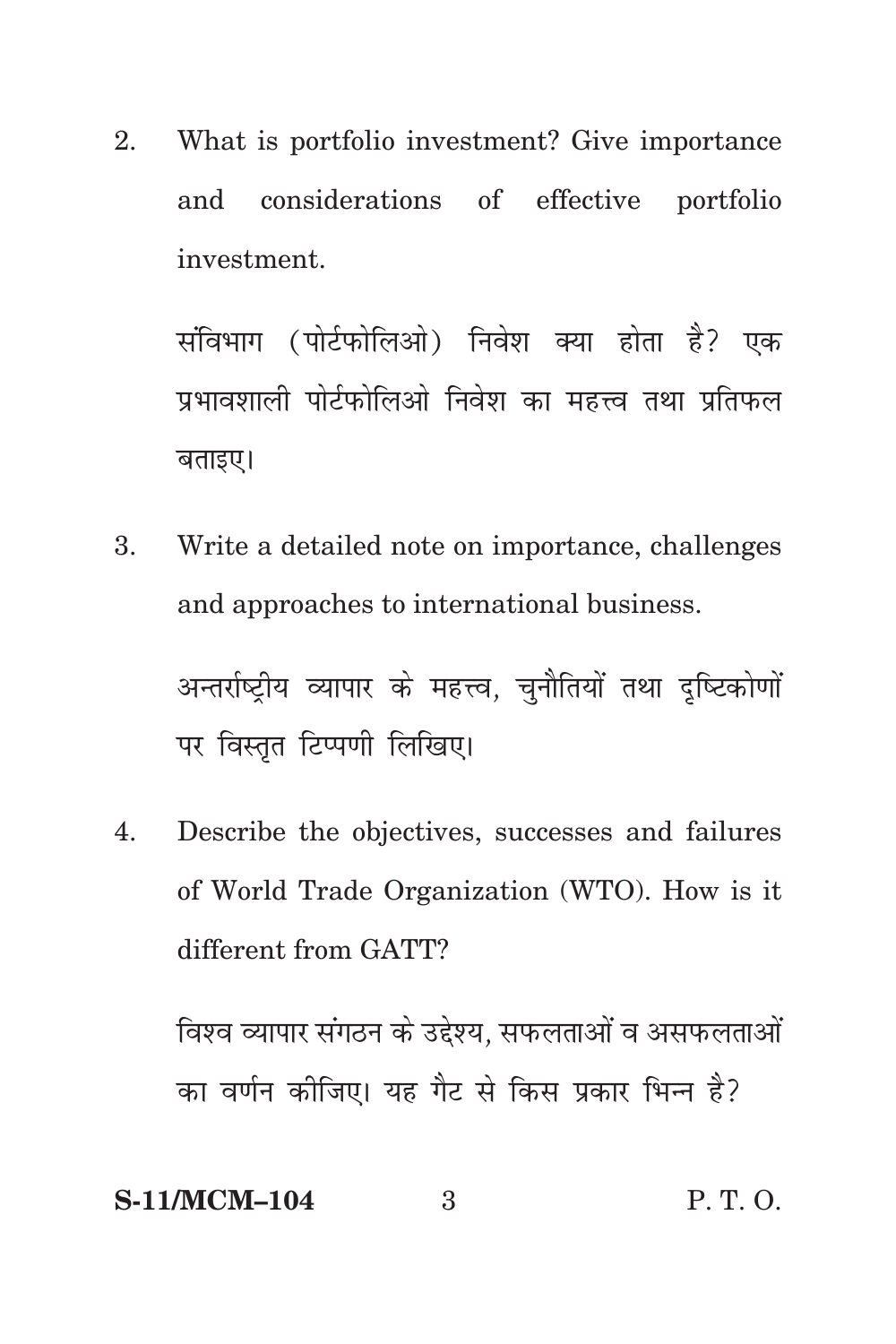2. What is portfolio investment? Give importance and considerations of effective portfolio investment.

   संविभाग (पोर्टफोलिओ) निवेश क्या होता है? एक प्रभावशाली पोर्टफोलिओ निवेश का महत्त्व तथा प्रतिफल बताइए।

3. Write a detailed note on importance, challenges and approaches to international business.

   अन्तर्राष्ट्रीय व्यापार के महत्त्व, चुनौतियों तथा दृष्टिकोणों पर विस्तृत टिप्पणी लिखिए।

4. Describe the objectives, successes and failures of World Trade Organization (WTO). How is it different from GATT?

   विश्व व्यापार संगठन के उद्देश्य, सफलताओं व असफलताओं का वर्णन कीजिए। यह गैट से किस प्रकार भिन्न है?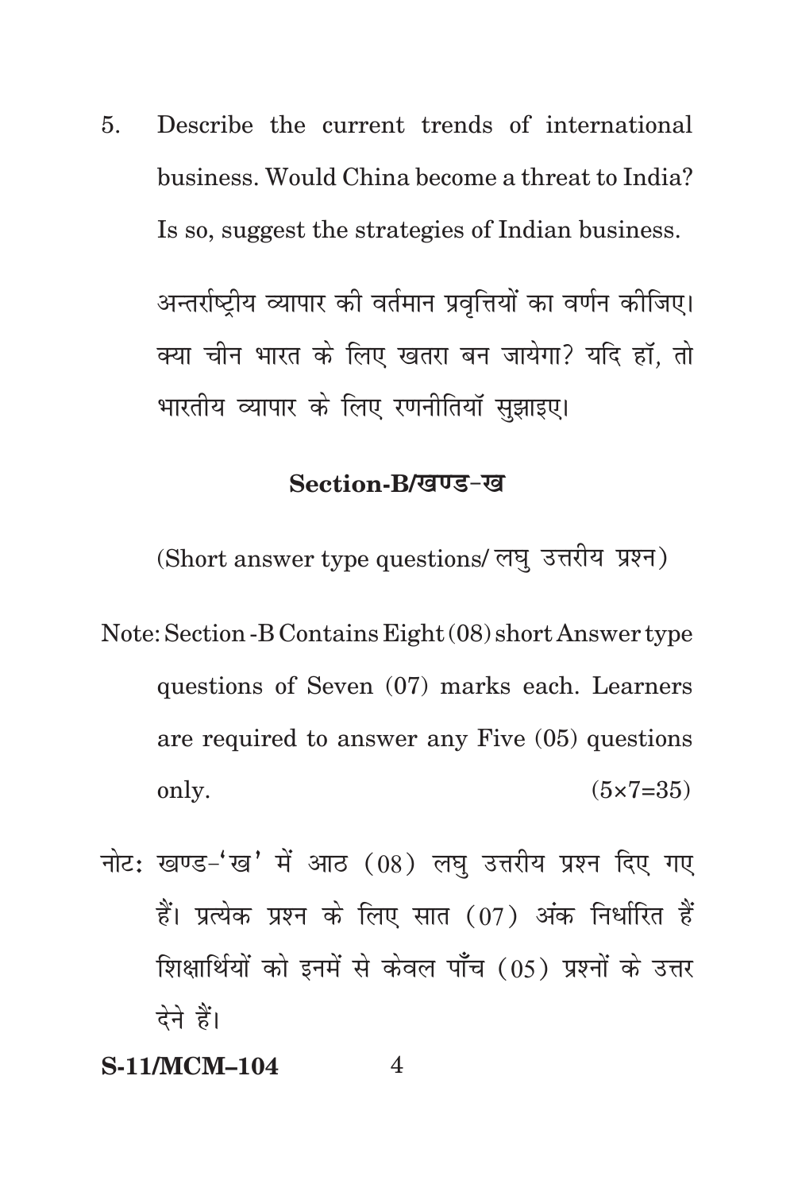5. Describe the current trends of international business. Would China become a threat to India? Is so, suggest the strategies of Indian business.

   अन्तर्राष्ट्रीय व्यापार की वर्तमान प्रवृत्तियों का वर्णन कीजिए। क्या चीन भारत के लिए खतरा बन जायेगा? यदि हॉ, तो भारतीय व्यापार के लिए रणनीतियॉ सुझाइए।

## Section-B/खण्ड-ख

(Short answer type questions/ लघु उत्तरीय प्रश्न)

Note: Section -B Contains Eight (08) short Answer type questions of Seven (07) marks each. Learners are required to answer any Five (05) questions only. (5×7=35)

नोट: खण्ड-'ख' में आठ (08) लघु उत्तरीय प्रश्न दिए गए हैं। प्रत्येक प्रश्न के लिए सात (07) अंक निर्धारित हैं शिक्षार्थियों को इनमें से केवल पाँच (05) प्रश्नों के उत्तर देने हैं।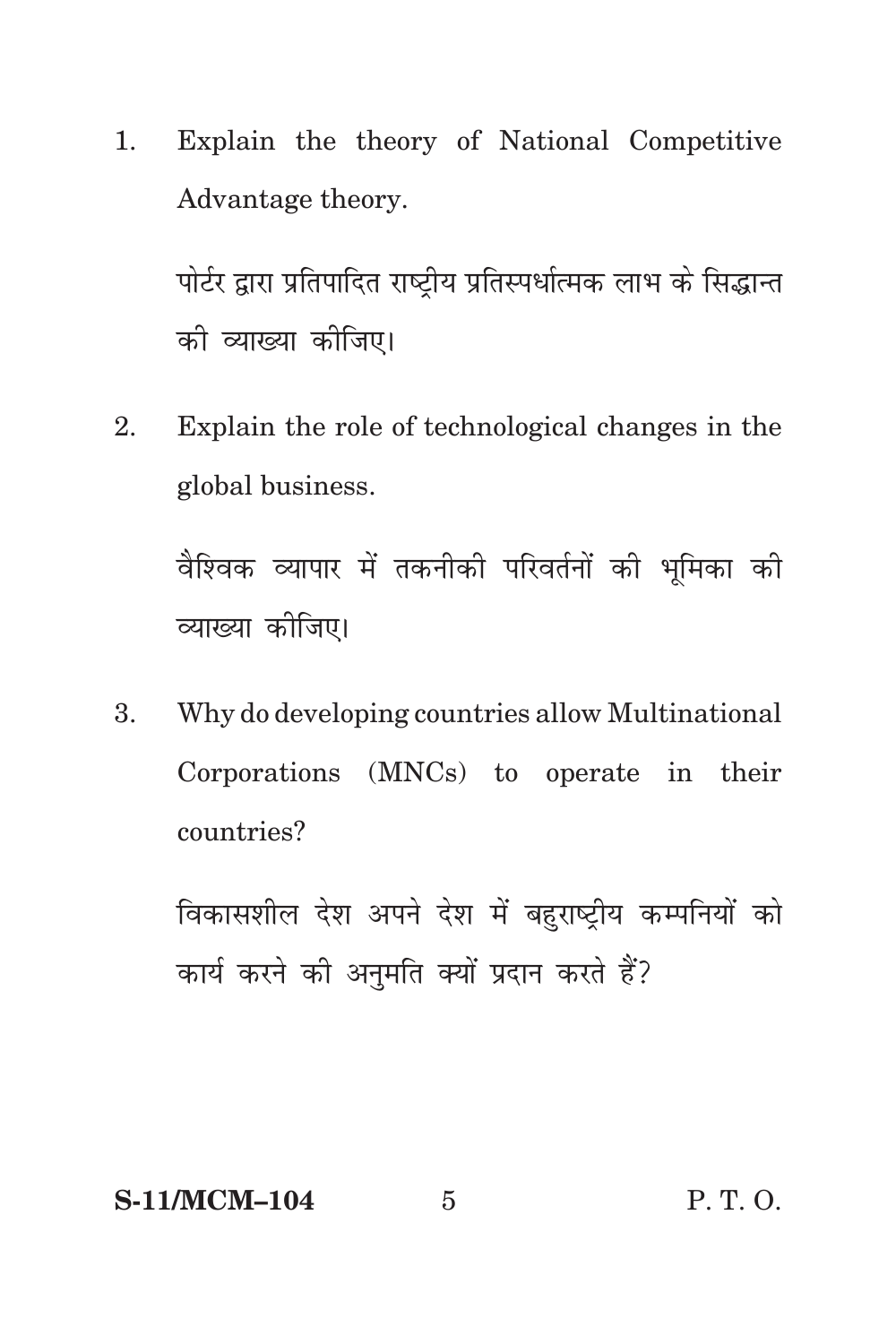1. Explain the theory of National Competitive Advantage theory.

   पोर्टर द्वारा प्रतिपादित राष्ट्रीय प्रतिस्पर्धात्मक लाभ के सिद्धान्त की व्याख्या कीजिए।

2. Explain the role of technological changes in the global business.

   वैश्विक व्यापार में तकनीकी परिवर्तनों की भूमिका की व्याख्या कीजिए।

3. Why do developing countries allow Multinational Corporations (MNCs) to operate in their countries?

   विकासशील देश अपने देश में बहुराष्ट्रीय कम्पनियों को कार्य करने की अनुमति क्यों प्रदान करते हैं?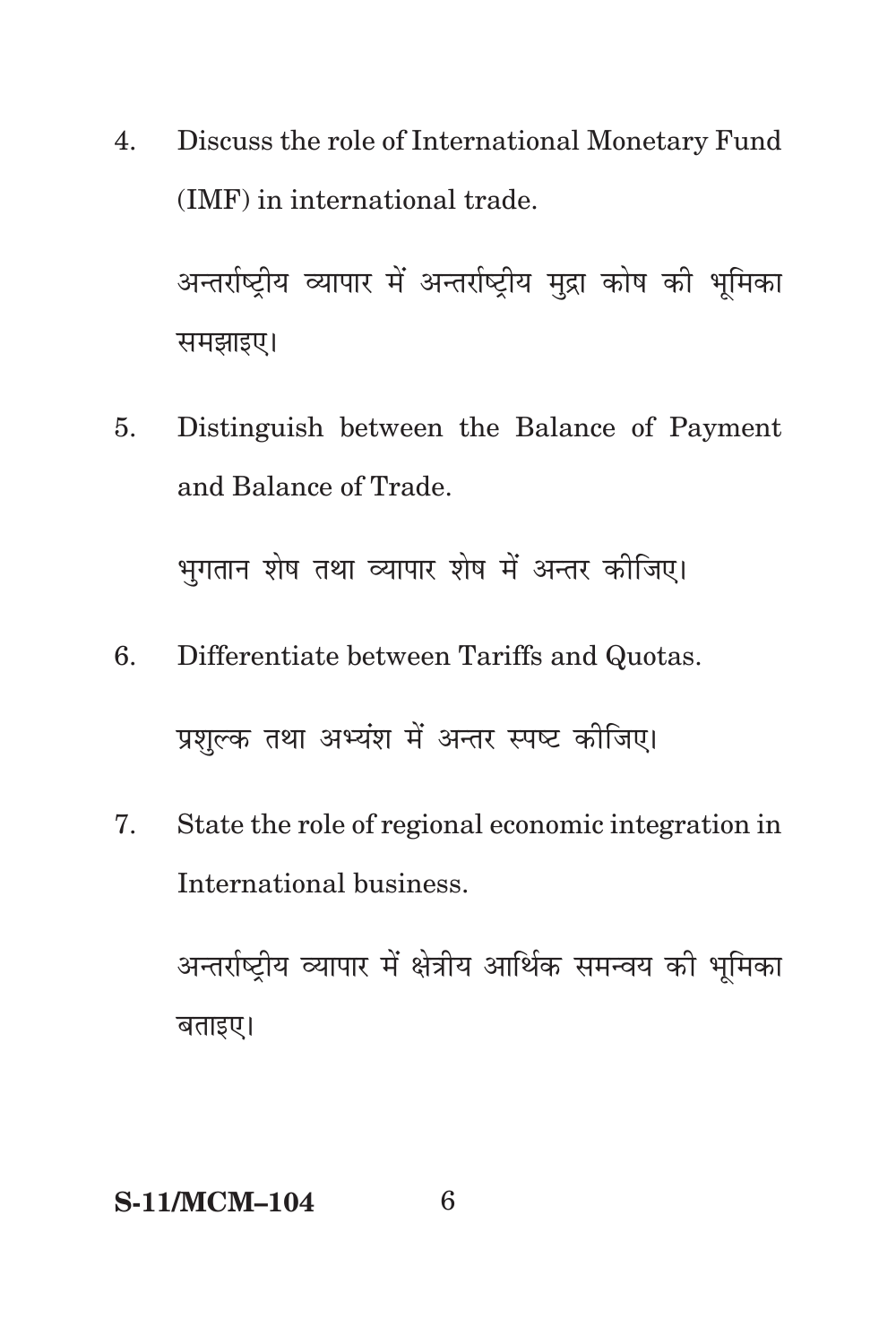4. Discuss the role of International Monetary Fund (IMF) in international trade.

   अन्तर्राष्ट्रीय व्यापार में अन्तर्राष्ट्रीय मुद्रा कोष की भूमिका समझाइए।

5. Distinguish between the Balance of Payment and Balance of Trade.

   भुगतान शेष तथा व्यापार शेष में अन्तर कीजिए।

6. Differentiate between Tariffs and Quotas.

   प्रशुल्क तथा अभ्यंश में अन्तर स्पष्ट कीजिए।

7. State the role of regional economic integration in International business.

   अन्तर्राष्ट्रीय व्यापार में क्षेत्रीय आर्थिक समन्वय की भूमिका बताइए।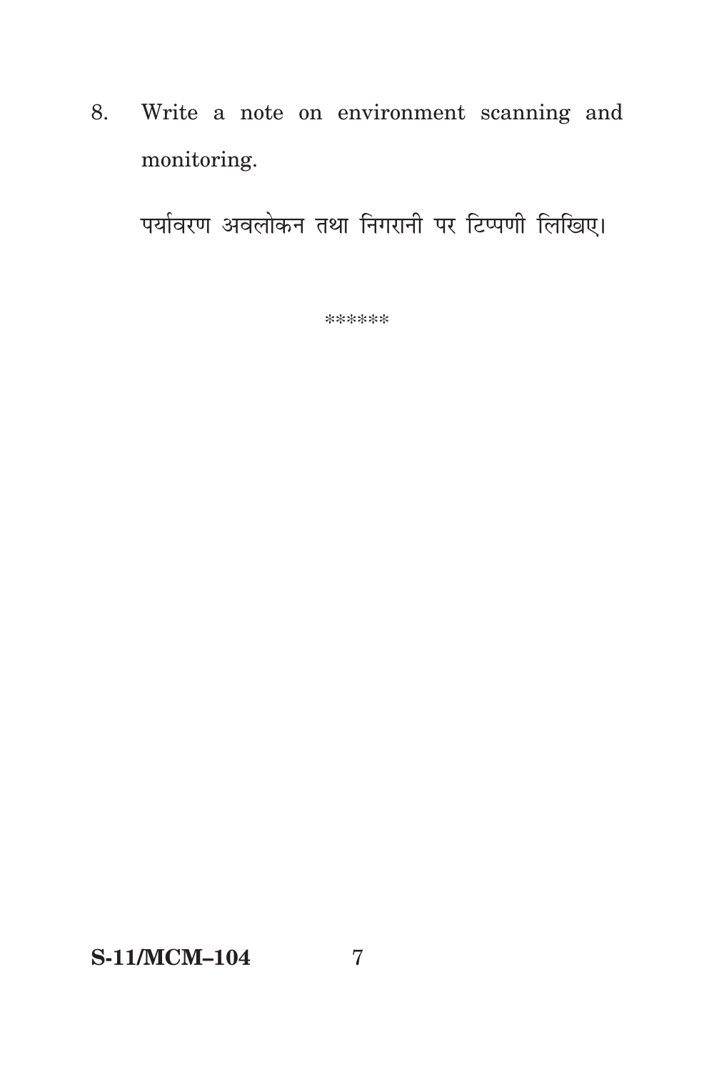8. Write a note on environment scanning and monitoring.

पर्यावरण अवलोकन तथा निगरानी पर टिप्पणी लिखिए।

******

S-11/MCM–104